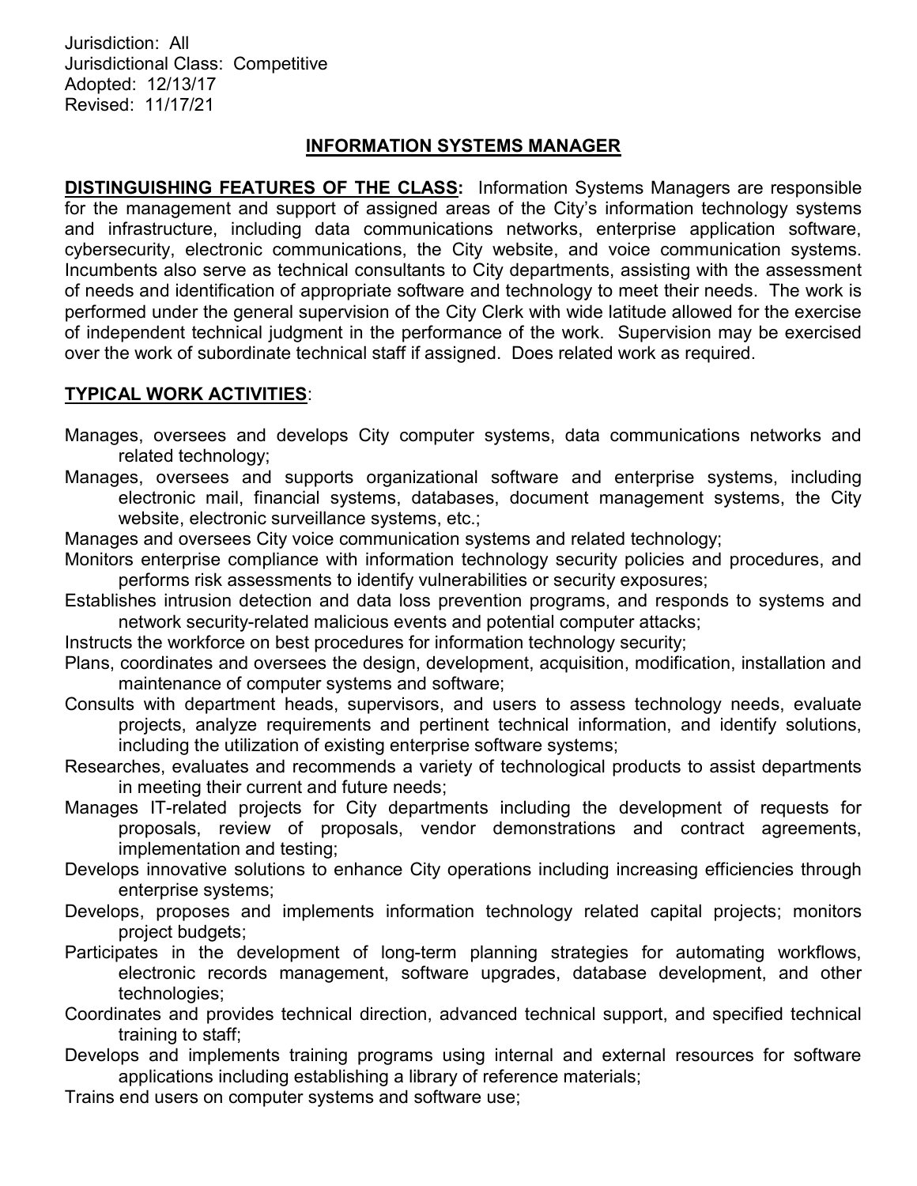Jurisdiction: All
Jurisdictional Class: Competitive
Adopted: 12/13/17
Revised: 11/17/21

# INFORMATION SYSTEMS MANAGER

**DISTINGUISHING FEATURES OF THE CLASS:** Information Systems Managers are responsible for the management and support of assigned areas of the City's information technology systems and infrastructure, including data communications networks, enterprise application software, cybersecurity, electronic communications, the City website, and voice communication systems. Incumbents also serve as technical consultants to City departments, assisting with the assessment of needs and identification of appropriate software and technology to meet their needs. The work is performed under the general supervision of the City Clerk with wide latitude allowed for the exercise of independent technical judgment in the performance of the work. Supervision may be exercised over the work of subordinate technical staff if assigned. Does related work as required.

**TYPICAL WORK ACTIVITIES**:

Manages, oversees and develops City computer systems, data communications networks and related technology;

Manages, oversees and supports organizational software and enterprise systems, including electronic mail, financial systems, databases, document management systems, the City website, electronic surveillance systems, etc.;

Manages and oversees City voice communication systems and related technology;

Monitors enterprise compliance with information technology security policies and procedures, and performs risk assessments to identify vulnerabilities or security exposures;

Establishes intrusion detection and data loss prevention programs, and responds to systems and network security-related malicious events and potential computer attacks;

Instructs the workforce on best procedures for information technology security;

Plans, coordinates and oversees the design, development, acquisition, modification, installation and maintenance of computer systems and software;

Consults with department heads, supervisors, and users to assess technology needs, evaluate projects, analyze requirements and pertinent technical information, and identify solutions, including the utilization of existing enterprise software systems;

Researches, evaluates and recommends a variety of technological products to assist departments in meeting their current and future needs;

Manages IT-related projects for City departments including the development of requests for proposals, review of proposals, vendor demonstrations and contract agreements, implementation and testing;

Develops innovative solutions to enhance City operations including increasing efficiencies through enterprise systems;

Develops, proposes and implements information technology related capital projects; monitors project budgets;

Participates in the development of long-term planning strategies for automating workflows, electronic records management, software upgrades, database development, and other technologies;

Coordinates and provides technical direction, advanced technical support, and specified technical training to staff;

Develops and implements training programs using internal and external resources for software applications including establishing a library of reference materials;

Trains end users on computer systems and software use;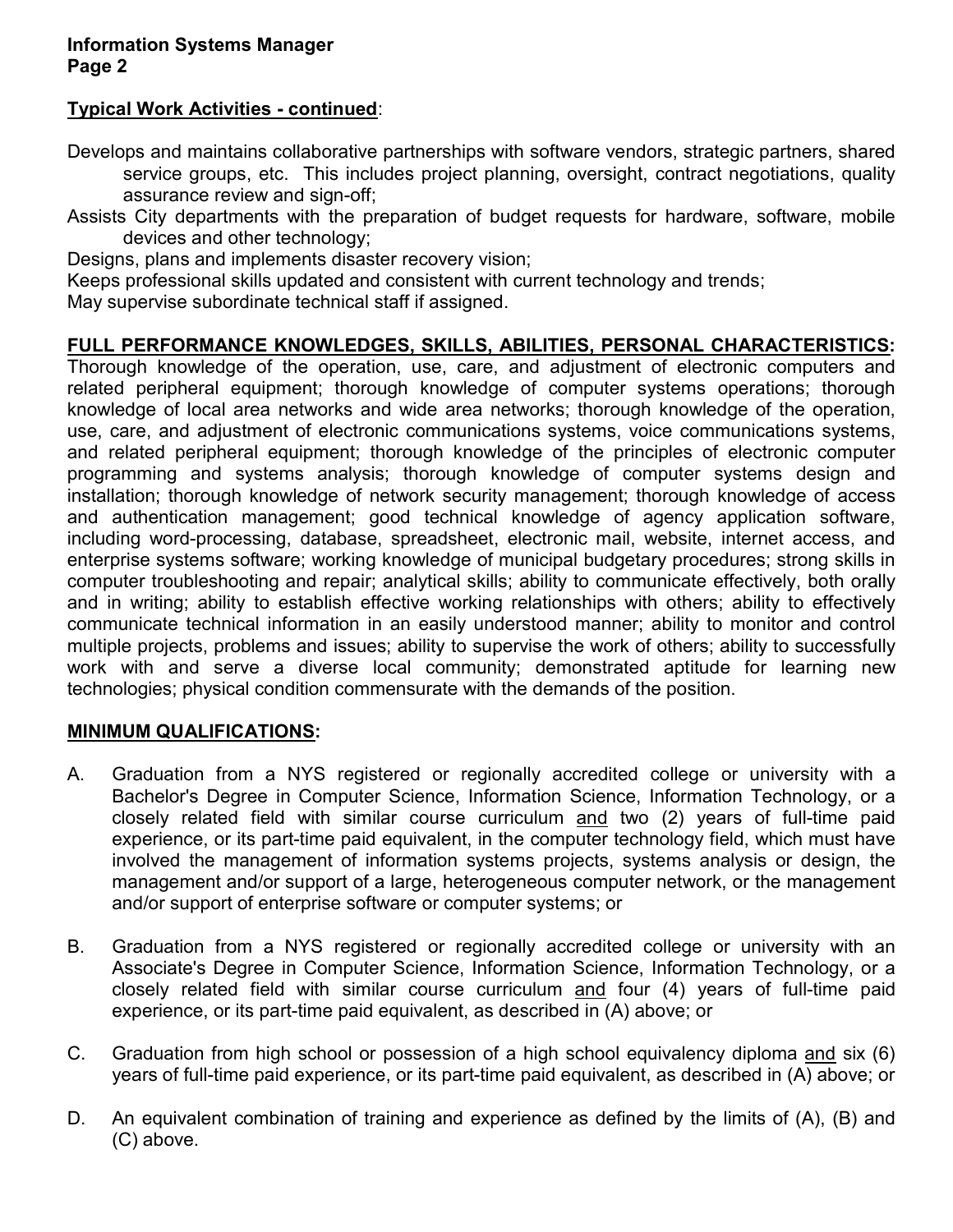**Typical Work Activities - continued**:

Develops and maintains collaborative partnerships with software vendors, strategic partners, shared service groups, etc. This includes project planning, oversight, contract negotiations, quality assurance review and sign-off;

Assists City departments with the preparation of budget requests for hardware, software, mobile devices and other technology;

Designs, plans and implements disaster recovery vision;

Keeps professional skills updated and consistent with current technology and trends;

May supervise subordinate technical staff if assigned.

**FULL PERFORMANCE KNOWLEDGES, SKILLS, ABILITIES, PERSONAL CHARACTERISTICS:**

Thorough knowledge of the operation, use, care, and adjustment of electronic computers and related peripheral equipment; thorough knowledge of computer systems operations; thorough knowledge of local area networks and wide area networks; thorough knowledge of the operation, use, care, and adjustment of electronic communications systems, voice communications systems, and related peripheral equipment; thorough knowledge of the principles of electronic computer programming and systems analysis; thorough knowledge of computer systems design and installation; thorough knowledge of network security management; thorough knowledge of access and authentication management; good technical knowledge of agency application software, including word-processing, database, spreadsheet, electronic mail, website, internet access, and enterprise systems software; working knowledge of municipal budgetary procedures; strong skills in computer troubleshooting and repair; analytical skills; ability to communicate effectively, both orally and in writing; ability to establish effective working relationships with others; ability to effectively communicate technical information in an easily understood manner; ability to monitor and control multiple projects, problems and issues; ability to supervise the work of others; ability to successfully work with and serve a diverse local community; demonstrated aptitude for learning new technologies; physical condition commensurate with the demands of the position.

**MINIMUM QUALIFICATIONS:**

A. Graduation from a NYS registered or regionally accredited college or university with a Bachelor's Degree in Computer Science, Information Science, Information Technology, or a closely related field with similar course curriculum and two (2) years of full-time paid experience, or its part-time paid equivalent, in the computer technology field, which must have involved the management of information systems projects, systems analysis or design, the management and/or support of a large, heterogeneous computer network, or the management and/or support of enterprise software or computer systems; or

B. Graduation from a NYS registered or regionally accredited college or university with an Associate's Degree in Computer Science, Information Science, Information Technology, or a closely related field with similar course curriculum and four (4) years of full-time paid experience, or its part-time paid equivalent, as described in (A) above; or

C. Graduation from high school or possession of a high school equivalency diploma and six (6) years of full-time paid experience, or its part-time paid equivalent, as described in (A) above; or

D. An equivalent combination of training and experience as defined by the limits of (A), (B) and (C) above.